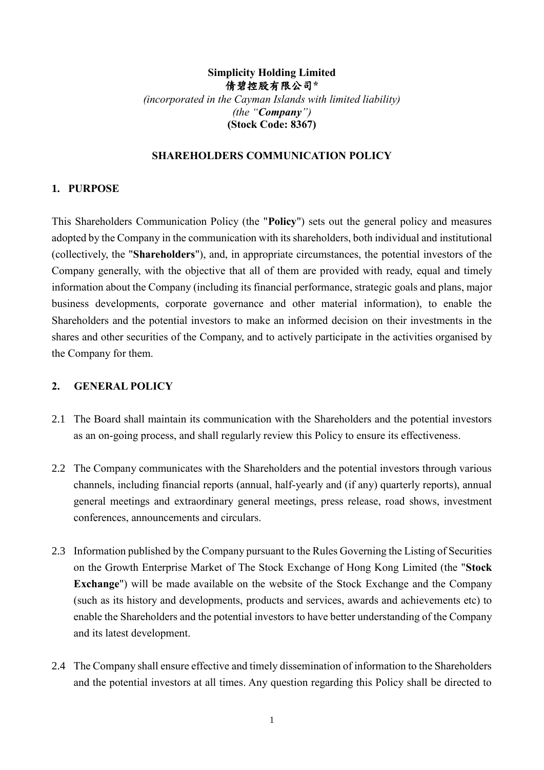**Simplicity Holding Limited**
**倩碧控股有限公司\***
*(incorporated in the Cayman Islands with limited liability)*
*(the "**Company**")*
**(Stock Code: 8367)**

**SHAREHOLDERS COMMUNICATION POLICY**

## 1. PURPOSE

This Shareholders Communication Policy (the "**Policy**") sets out the general policy and measures adopted by the Company in the communication with its shareholders, both individual and institutional (collectively, the "**Shareholders**"), and, in appropriate circumstances, the potential investors of the Company generally, with the objective that all of them are provided with ready, equal and timely information about the Company (including its financial performance, strategic goals and plans, major business developments, corporate governance and other material information), to enable the Shareholders and the potential investors to make an informed decision on their investments in the shares and other securities of the Company, and to actively participate in the activities organised by the Company for them.

## 2. GENERAL POLICY

2.1 The Board shall maintain its communication with the Shareholders and the potential investors as an on-going process, and shall regularly review this Policy to ensure its effectiveness.

2.2 The Company communicates with the Shareholders and the potential investors through various channels, including financial reports (annual, half-yearly and (if any) quarterly reports), annual general meetings and extraordinary general meetings, press release, road shows, investment conferences, announcements and circulars.

2.3 Information published by the Company pursuant to the Rules Governing the Listing of Securities on the Growth Enterprise Market of The Stock Exchange of Hong Kong Limited (the "**Stock Exchange**") will be made available on the website of the Stock Exchange and the Company (such as its history and developments, products and services, awards and achievements etc) to enable the Shareholders and the potential investors to have better understanding of the Company and its latest development.

2.4 The Company shall ensure effective and timely dissemination of information to the Shareholders and the potential investors at all times. Any question regarding this Policy shall be directed to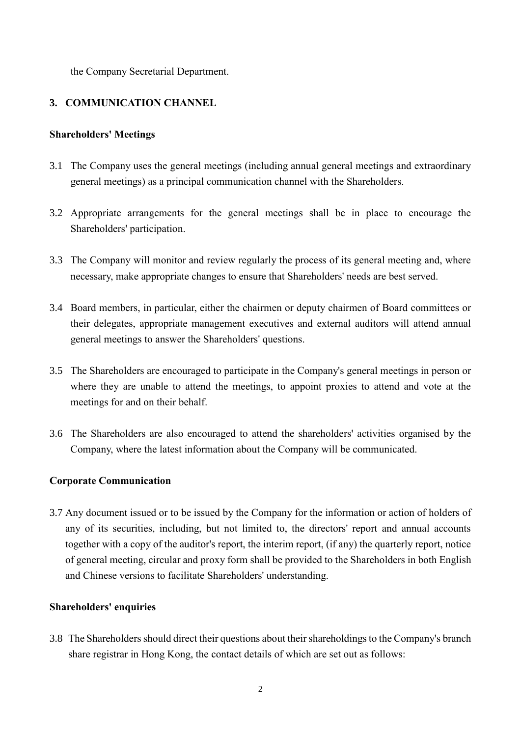the Company Secretarial Department.

## 3. COMMUNICATION CHANNEL

**Shareholders' Meetings**

3.1 The Company uses the general meetings (including annual general meetings and extraordinary general meetings) as a principal communication channel with the Shareholders.

3.2 Appropriate arrangements for the general meetings shall be in place to encourage the Shareholders' participation.

3.3 The Company will monitor and review regularly the process of its general meeting and, where necessary, make appropriate changes to ensure that Shareholders' needs are best served.

3.4 Board members, in particular, either the chairmen or deputy chairmen of Board committees or their delegates, appropriate management executives and external auditors will attend annual general meetings to answer the Shareholders' questions.

3.5 The Shareholders are encouraged to participate in the Company's general meetings in person or where they are unable to attend the meetings, to appoint proxies to attend and vote at the meetings for and on their behalf.

3.6 The Shareholders are also encouraged to attend the shareholders' activities organised by the Company, where the latest information about the Company will be communicated.

**Corporate Communication**

3.7 Any document issued or to be issued by the Company for the information or action of holders of any of its securities, including, but not limited to, the directors' report and annual accounts together with a copy of the auditor's report, the interim report, (if any) the quarterly report, notice of general meeting, circular and proxy form shall be provided to the Shareholders in both English and Chinese versions to facilitate Shareholders' understanding.

**Shareholders' enquiries**

3.8 The Shareholders should direct their questions about their shareholdings to the Company's branch share registrar in Hong Kong, the contact details of which are set out as follows: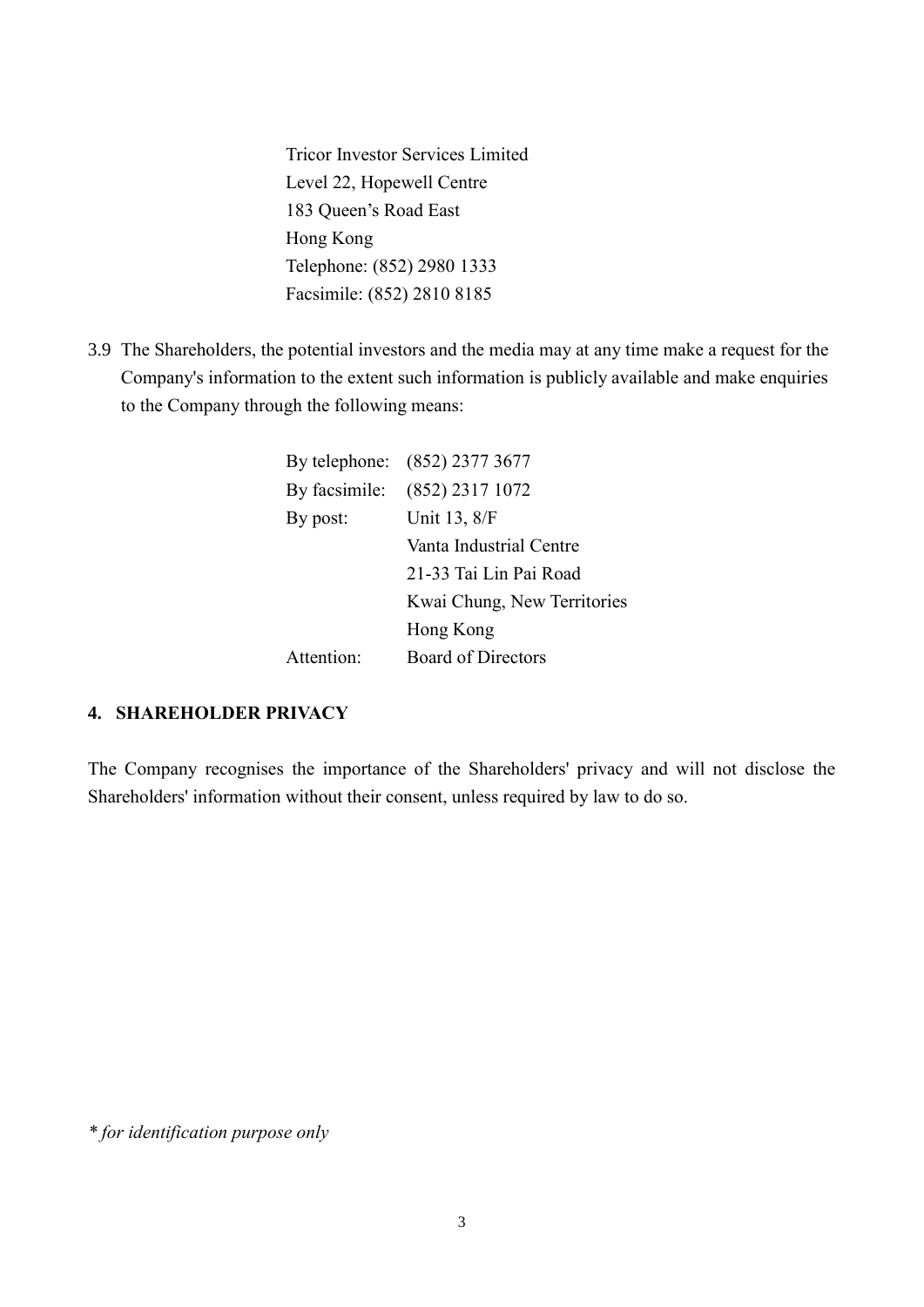Tricor Investor Services Limited
Level 22, Hopewell Centre
183 Queen's Road East
Hong Kong
Telephone: (852) 2980 1333
Facsimile: (852) 2810 8185

3.9 The Shareholders, the potential investors and the media may at any time make a request for the Company's information to the extent such information is publicly available and make enquiries to the Company through the following means:

| | |
|---|---|
| By telephone: | (852) 2377 3677 |
| By facsimile: | (852) 2317 1072 |
| By post: | Unit 13, 8/F |
| | Vanta Industrial Centre |
| | 21-33 Tai Lin Pai Road |
| | Kwai Chung, New Territories |
| | Hong Kong |
| Attention: | Board of Directors |

## 4. SHAREHOLDER PRIVACY

The Company recognises the importance of the Shareholders' privacy and will not disclose the Shareholders' information without their consent, unless required by law to do so.

*\* for identification purpose only*